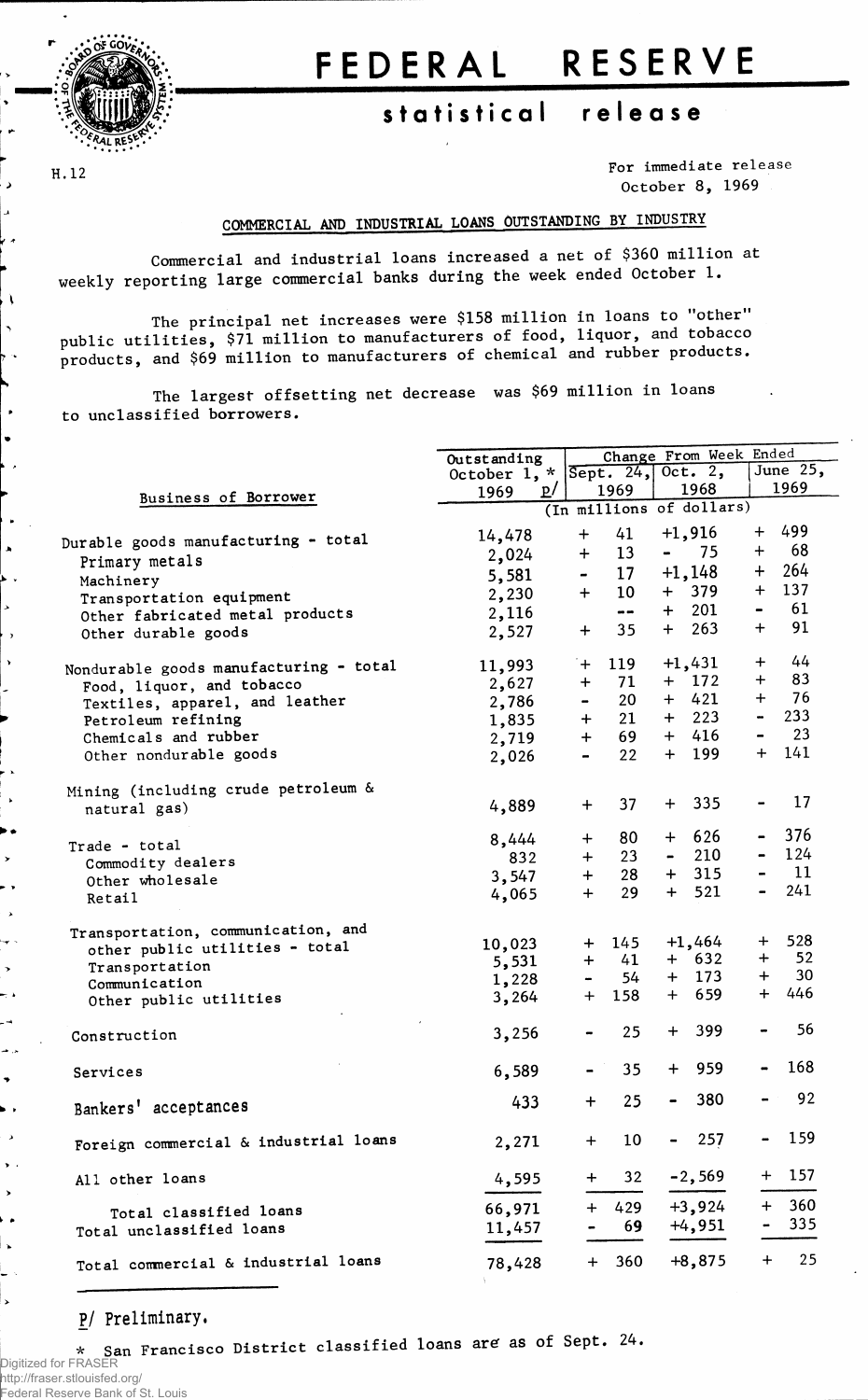# FEDERAL RESERVE

## statistical release

H.12

For immediate release
October 8, 1969

### COMMERCIAL AND INDUSTRIAL LOANS OUTSTANDING BY INDUSTRY

Commercial and industrial loans increased a net of $360 million at weekly reporting large commercial banks during the week ended October 1.

The principal net increases were $158 million in loans to "other" public utilities, $71 million to manufacturers of food, liquor, and tobacco products, and $69 million to manufacturers of chemical and rubber products.

The largest offsetting net decrease was $69 million in loans to unclassified borrowers.

| Business of Borrower | Outstanding October 1, * 1969 p/ | Change From Week Ended | | |
|---|---|---|---|---|
| | | Sept. 24, 1969 | Oct. 2, 1968 | June 25, 1969 |
| | (In millions of dollars) | | | |
| Durable goods manufacturing - total | 14,478 | + 41 | +1,916 | + 499 |
| Primary metals | 2,024 | + 13 | - 75 | + 68 |
| Machinery | 5,581 | - 17 | +1,148 | + 264 |
| Transportation equipment | 2,230 | + 10 | + 379 | + 137 |
| Other fabricated metal products | 2,116 | -- | + 201 | - 61 |
| Other durable goods | 2,527 | + 35 | + 263 | + 91 |
| Nondurable goods manufacturing - total | 11,993 | + 119 | +1,431 | + 44 |
| Food, liquor, and tobacco | 2,627 | + 71 | + 172 | + 83 |
| Textiles, apparel, and leather | 2,786 | - 20 | + 421 | + 76 |
| Petroleum refining | 1,835 | + 21 | + 223 | - 233 |
| Chemicals and rubber | 2,719 | + 69 | + 416 | - 23 |
| Other nondurable goods | 2,026 | - 22 | + 199 | + 141 |
| Mining (including crude petroleum & natural gas) | 4,889 | + 37 | + 335 | - 17 |
| Trade - total | 8,444 | + 80 | + 626 | - 376 |
| Commodity dealers | 832 | + 23 | - 210 | - 124 |
| Other wholesale | 3,547 | + 28 | + 315 | - 11 |
| Retail | 4,065 | + 29 | + 521 | - 241 |
| Transportation, communication, and other public utilities - total | 10,023 | + 145 | +1,464 | + 528 |
| Transportation | 5,531 | + 41 | + 632 | + 52 |
| Communication | 1,228 | - 54 | + 173 | + 30 |
| Other public utilities | 3,264 | + 158 | + 659 | + 446 |
| Construction | 3,256 | - 25 | + 399 | - 56 |
| Services | 6,589 | - 35 | + 959 | - 168 |
| Bankers' acceptances | 433 | + 25 | - 380 | - 92 |
| Foreign commercial & industrial loans | 2,271 | + 10 | - 257 | - 159 |
| All other loans | 4,595 | + 32 | -2,569 | + 157 |
| Total classified loans | 66,971 | + 429 | +3,924 | + 360 |
| Total unclassified loans | 11,457 | - 69 | +4,951 | - 335 |
| Total commercial & industrial loans | 78,428 | + 360 | +8,875 | + 25 |

p/ Preliminary.

\* San Francisco District classified loans are as of Sept. 24.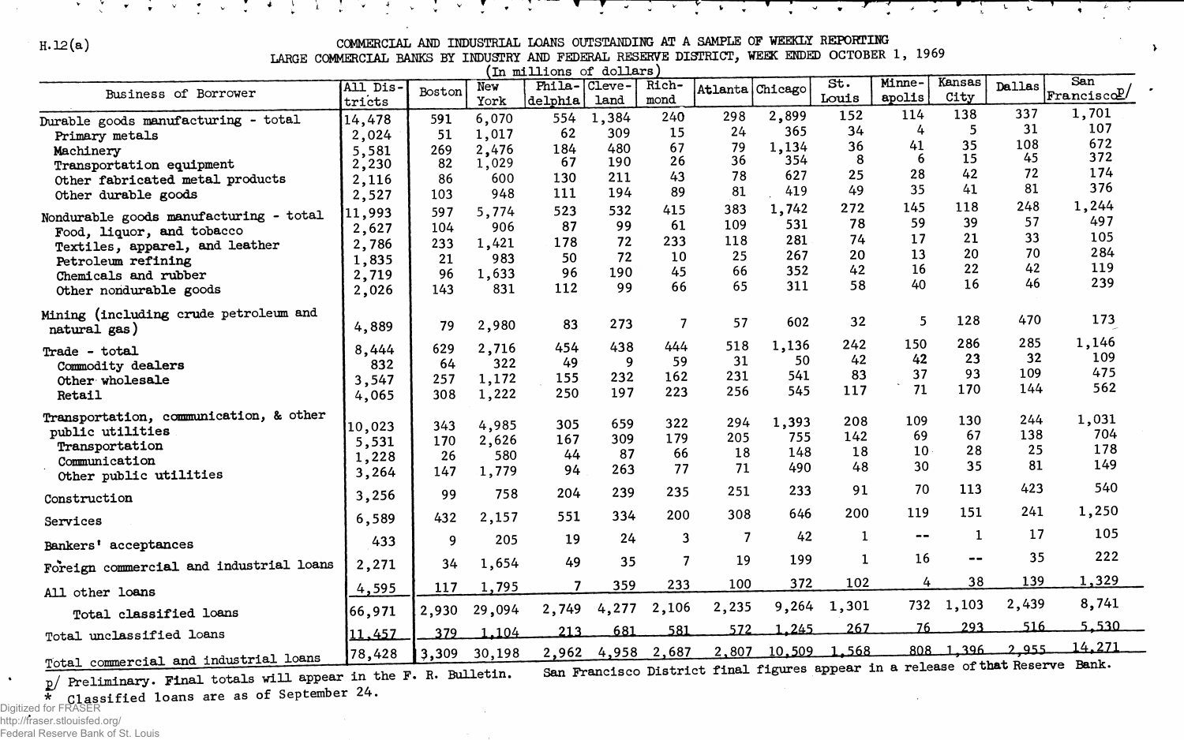H.12(a)

# COMMERCIAL AND INDUSTRIAL LOANS OUTSTANDING AT A SAMPLE OF WEEKLY REPORTING LARGE COMMERCIAL BANKS BY INDUSTRY AND FEDERAL RESERVE DISTRICT, WEEK ENDED OCTOBER 1, 1969

(In millions of dollars)

| Business of Borrower | All Districts | Boston | New York | Philadelphia | Cleveland | Richmond | Atlanta | Chicago | St. Louis | Minneapolis | Kansas City | Dallas | San Francisco p/ |
|---|---|---|---|---|---|---|---|---|---|---|---|---|---|
| Durable goods manufacturing - total | 14,478 | 591 | 6,070 | 554 | 1,384 | 240 | 298 | 2,899 | 152 | 114 | 138 | 337 | 1,701 |
| Primary metals | 2,024 | 51 | 1,017 | 62 | 309 | 15 | 24 | 365 | 34 | 4 | 5 | 31 | 107 |
| Machinery | 5,581 | 269 | 2,476 | 184 | 480 | 67 | 79 | 1,134 | 36 | 41 | 35 | 108 | 672 |
| Transportation equipment | 2,230 | 82 | 1,029 | 67 | 190 | 26 | 36 | 354 | 8 | 6 | 15 | 45 | 372 |
| Other fabricated metal products | 2,116 | 86 | 600 | 130 | 211 | 43 | 78 | 627 | 25 | 28 | 42 | 72 | 174 |
| Other durable goods | 2,527 | 103 | 948 | 111 | 194 | 89 | 81 | 419 | 49 | 35 | 41 | 81 | 376 |
| Nondurable goods manufacturing - total | 11,993 | 597 | 5,774 | 523 | 532 | 415 | 383 | 1,742 | 272 | 145 | 118 | 248 | 1,244 |
| Food, liquor, and tobacco | 2,627 | 104 | 906 | 87 | 99 | 61 | 109 | 531 | 78 | 59 | 39 | 57 | 497 |
| Textiles, apparel, and leather | 2,786 | 233 | 1,421 | 178 | 72 | 233 | 118 | 281 | 74 | 17 | 21 | 33 | 105 |
| Petroleum refining | 1,835 | 21 | 983 | 50 | 72 | 10 | 25 | 267 | 20 | 13 | 20 | 70 | 284 |
| Chemicals and rubber | 2,719 | 96 | 1,633 | 96 | 190 | 45 | 66 | 352 | 42 | 16 | 22 | 42 | 119 |
| Other nondurable goods | 2,026 | 143 | 831 | 112 | 99 | 66 | 65 | 311 | 58 | 40 | 16 | 46 | 239 |
| Mining (including crude petroleum and natural gas) | 4,889 | 79 | 2,980 | 83 | 273 | 7 | 57 | 602 | 32 | 5 | 128 | 470 | 173 |
| Trade - total | 8,444 | 629 | 2,716 | 454 | 438 | 444 | 518 | 1,136 | 242 | 150 | 286 | 285 | 1,146 |
| Commodity dealers | 832 | 64 | 322 | 49 | 9 | 59 | 31 | 50 | 42 | 42 | 23 | 32 | 109 |
| Other wholesale | 3,547 | 257 | 1,172 | 155 | 232 | 162 | 231 | 541 | 83 | 37 | 93 | 109 | 475 |
| Retail | 4,065 | 308 | 1,222 | 250 | 197 | 223 | 256 | 545 | 117 | 71 | 170 | 144 | 562 |
| Transportation, communication, & other public utilities | 10,023 | 343 | 4,985 | 305 | 659 | 322 | 294 | 1,393 | 208 | 109 | 130 | 244 | 1,031 |
| Transportation | 5,531 | 170 | 2,626 | 167 | 309 | 179 | 205 | 755 | 142 | 69 | 67 | 138 | 704 |
| Communication | 1,228 | 26 | 580 | 44 | 87 | 66 | 18 | 148 | 18 | 10 | 28 | 25 | 178 |
| Other public utilities | 3,264 | 147 | 1,779 | 94 | 263 | 77 | 71 | 490 | 48 | 30 | 35 | 81 | 149 |
| Construction | 3,256 | 99 | 758 | 204 | 239 | 235 | 251 | 233 | 91 | 70 | 113 | 423 | 540 |
| Services | 6,589 | 432 | 2,157 | 551 | 334 | 200 | 308 | 646 | 200 | 119 | 151 | 241 | 1,250 |
| Bankers' acceptances | 433 | 9 | 205 | 19 | 24 | 3 | 7 | 42 | 1 | -- | 1 | 17 | 105 |
| Foreign commercial and industrial loans | 2,271 | 34 | 1,654 | 49 | 35 | 7 | 19 | 199 | 1 | 16 | -- | 35 | 222 |
| All other loans | 4,595 | 117 | 1,795 | 7 | 359 | 233 | 100 | 372 | 102 | 4 | 38 | 139 | 1,329 |
| Total classified loans | 66,971 | 2,930 | 29,094 | 2,749 | 4,277 | 2,106 | 2,235 | 9,264 | 1,301 | 732 | 1,103 | 2,439 | 8,741 |
| Total unclassified loans | 11,457 | 379 | 1,104 | 213 | 681 | 581 | 572 | 1,245 | 267 | 76 | 293 | 516 | 5,530 |
| Total commercial and industrial loans | 78,428 | 3,309 | 30,198 | 2,962 | 4,958 | 2,687 | 2,807 | 10,509 | 1,568 | 808 | 1,396 | 2,955 | 14,271 |

p/ Preliminary. Final totals will appear in the F. R. Bulletin. San Francisco District final figures appear in a release of that Reserve Bank.

\* Classified loans are as of September 24.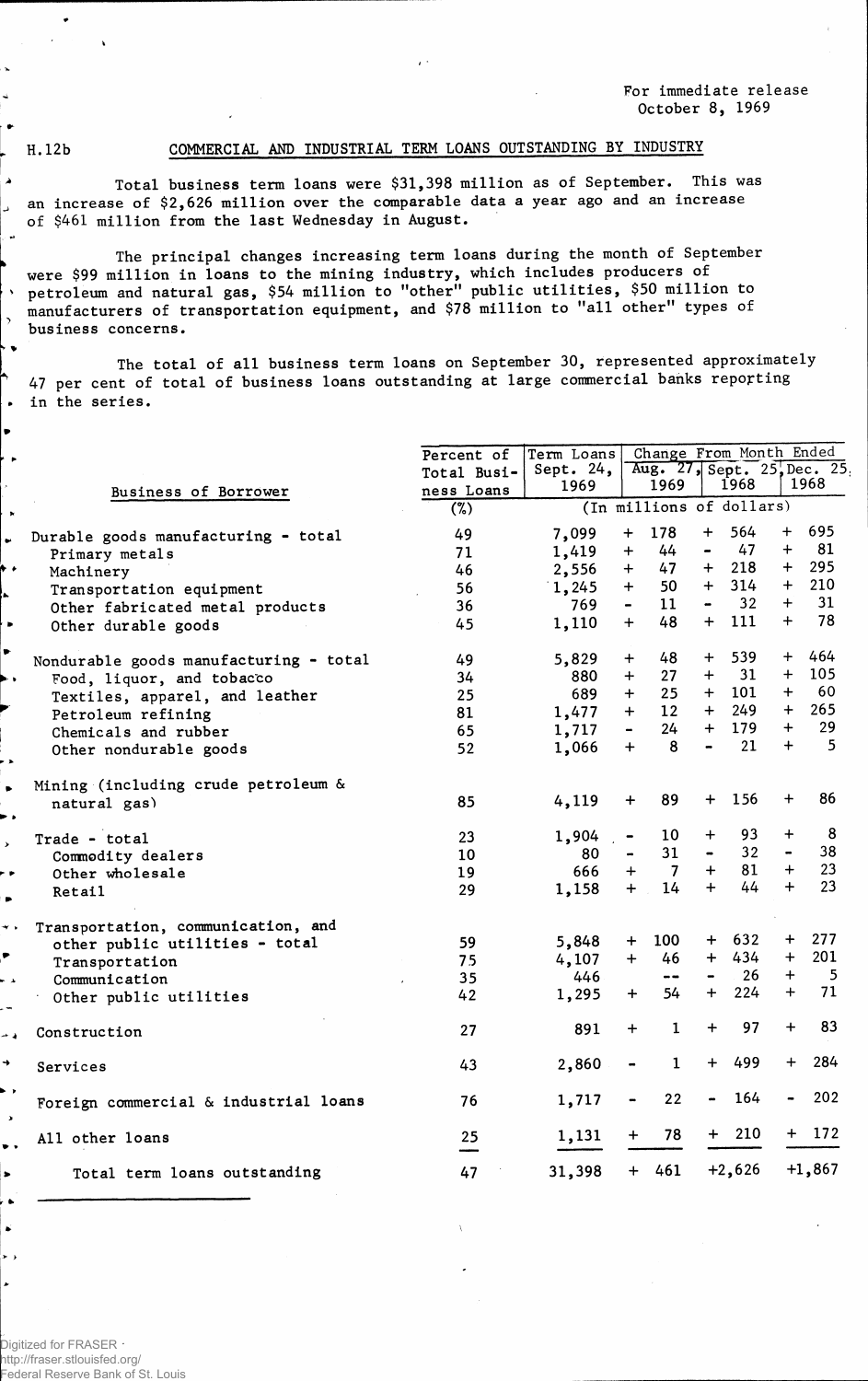For immediate release
October 8, 1969

H.12b

## COMMERCIAL AND INDUSTRIAL TERM LOANS OUTSTANDING BY INDUSTRY

Total business term loans were $31,398 million as of September. This was an increase of $2,626 million over the comparable data a year ago and an increase of $461 million from the last Wednesday in August.

The principal changes increasing term loans during the month of September were $99 million in loans to the mining industry, which includes producers of petroleum and natural gas, $54 million to "other" public utilities, $50 million to manufacturers of transportation equipment, and $78 million to "all other" types of business concerns.

The total of all business term loans on September 30, represented approximately 47 per cent of total of business loans outstanding at large commercial banks reporting in the series.

| Business of Borrower | Percent of Total Business Loans | Term Loans Sept. 24, 1969 | Change From Month Ended Aug. 27, 1969 | Sept. 25, 1968 | Dec. 25, 1968 |
|---|---|---|---|---|---|
| | (%) | (In millions of dollars) | | | |
| Durable goods manufacturing - total | 49 | 7,099 | + 178 | + 564 | + 695 |
| Primary metals | 71 | 1,419 | + 44 | - 47 | + 81 |
| Machinery | 46 | 2,556 | + 47 | + 218 | + 295 |
| Transportation equipment | 56 | 1,245 | + 50 | + 314 | + 210 |
| Other fabricated metal products | 36 | 769 | - 11 | - 32 | + 31 |
| Other durable goods | 45 | 1,110 | + 48 | + 111 | + 78 |
| Nondurable goods manufacturing - total | 49 | 5,829 | + 48 | + 539 | + 464 |
| Food, liquor, and tobacco | 34 | 880 | + 27 | + 31 | + 105 |
| Textiles, apparel, and leather | 25 | 689 | + 25 | + 101 | + 60 |
| Petroleum refining | 81 | 1,477 | + 12 | + 249 | + 265 |
| Chemicals and rubber | 65 | 1,717 | - 24 | + 179 | + 29 |
| Other nondurable goods | 52 | 1,066 | + 8 | - 21 | + 5 |
| Mining (including crude petroleum & natural gas) | 85 | 4,119 | + 89 | + 156 | + 86 |
| Trade - total | 23 | 1,904 | - 10 | + 93 | + 8 |
| Commodity dealers | 10 | 80 | - 31 | - 32 | - 38 |
| Other wholesale | 19 | 666 | + 7 | + 81 | + 23 |
| Retail | 29 | 1,158 | + 14 | + 44 | + 23 |
| Transportation, communication, and other public utilities - total | 59 | 5,848 | + 100 | + 632 | + 277 |
| Transportation | 75 | 4,107 | + 46 | + 434 | + 201 |
| Communication | 35 | 446 | -- | - 26 | + 5 |
| Other public utilities | 42 | 1,295 | + 54 | + 224 | + 71 |
| Construction | 27 | 891 | + 1 | + 97 | + 83 |
| Services | 43 | 2,860 | - 1 | + 499 | + 284 |
| Foreign commercial & industrial loans | 76 | 1,717 | - 22 | - 164 | - 202 |
| All other loans | 25 | 1,131 | + 78 | + 210 | + 172 |
| Total term loans outstanding | 47 | 31,398 | + 461 | +2,626 | +1,867 |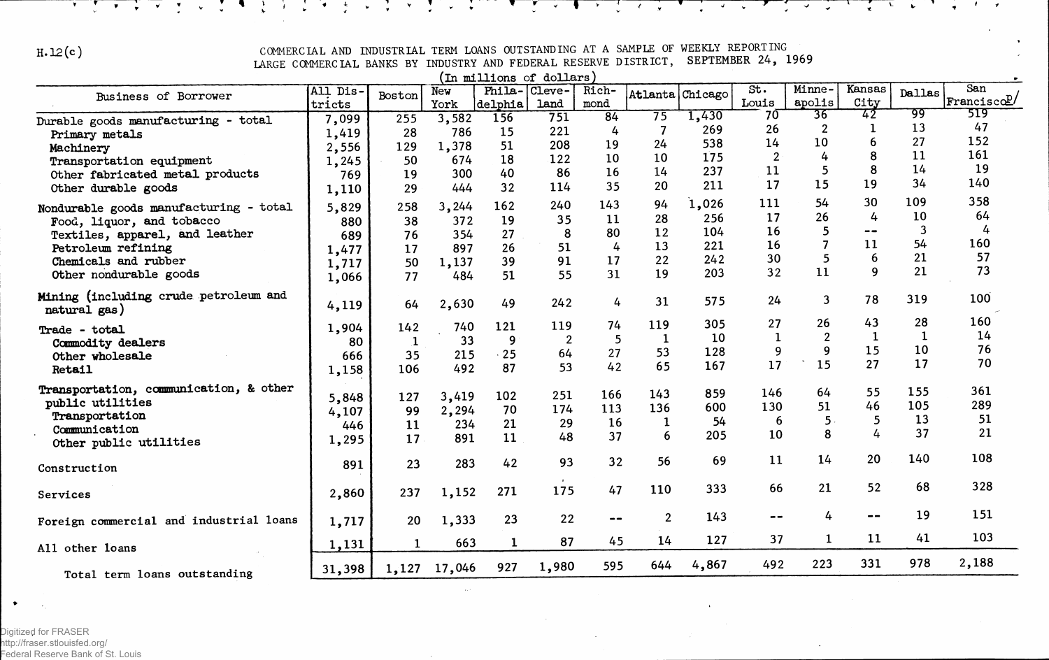H.12(c)

COMMERCIAL AND INDUSTRIAL TERM LOANS OUTSTANDING AT A SAMPLE OF WEEKLY REPORTING LARGE COMMERCIAL BANKS BY INDUSTRY AND FEDERAL RESERVE DISTRICT, SEPTEMBER 24, 1969

(In millions of dollars)

| Business of Borrower | All Districts | Boston | New York | Philadelphia | Cleveland | Richmond | Atlanta | Chicago | St. Louis | Minneapolis | Kansas City | Dallas | San Francisco p/ |
|---|---|---|---|---|---|---|---|---|---|---|---|---|---|
| Durable goods manufacturing - total | 7,099 | 255 | 3,582 | 156 | 751 | 84 | 75 | 1,430 | 70 | 36 | 42 | 99 | 519 |
| Primary metals | 1,419 | 28 | 786 | 15 | 221 | 4 | 7 | 269 | 26 | 2 | 1 | 13 | 47 |
| Machinery | 2,556 | 129 | 1,378 | 51 | 208 | 19 | 24 | 538 | 14 | 10 | 6 | 27 | 152 |
| Transportation equipment | 1,245 | 50 | 674 | 18 | 122 | 10 | 10 | 175 | 2 | 4 | 8 | 11 | 161 |
| Other fabricated metal products | 769 | 19 | 300 | 40 | 86 | 16 | 14 | 237 | 11 | 5 | 8 | 14 | 19 |
| Other durable goods | 1,110 | 29 | 444 | 32 | 114 | 35 | 20 | 211 | 17 | 15 | 19 | 34 | 140 |
| Nondurable goods manufacturing - total | 5,829 | 258 | 3,244 | 162 | 240 | 143 | 94 | 1,026 | 111 | 54 | 30 | 109 | 358 |
| Food, liquor, and tobacco | 880 | 38 | 372 | 19 | 35 | 11 | 28 | 256 | 17 | 26 | 4 | 10 | 64 |
| Textiles, apparel, and leather | 689 | 76 | 354 | 27 | 8 | 80 | 12 | 104 | 16 | 5 | -- | 3 | 4 |
| Petroleum refining | 1,477 | 17 | 897 | 26 | 51 | 4 | 13 | 221 | 16 | 7 | 11 | 54 | 160 |
| Chemicals and rubber | 1,717 | 50 | 1,137 | 39 | 91 | 17 | 22 | 242 | 30 | 5 | 6 | 21 | 57 |
| Other nondurable goods | 1,066 | 77 | 484 | 51 | 55 | 31 | 19 | 203 | 32 | 11 | 9 | 21 | 73 |
| Mining (including crude petroleum and natural gas) | 4,119 | 64 | 2,630 | 49 | 242 | 4 | 31 | 575 | 24 | 3 | 78 | 319 | 100 |
| Trade - total | 1,904 | 142 | 740 | 121 | 119 | 74 | 119 | 305 | 27 | 26 | 43 | 28 | 160 |
| Commodity dealers | 80 | 1 | 33 | 9 | 2 | 5 | 1 | 10 | 1 | 2 | 1 | 1 | 14 |
| Other wholesale | 666 | 35 | 215 | 25 | 64 | 27 | 53 | 128 | 9 | 9 | 15 | 10 | 76 |
| Retail | 1,158 | 106 | 492 | 87 | 53 | 42 | 65 | 167 | 17 | 15 | 27 | 17 | 70 |
| Transportation, communication, & other public utilities | 5,848 | 127 | 3,419 | 102 | 251 | 166 | 143 | 859 | 146 | 64 | 55 | 155 | 361 |
| Transportation | 4,107 | 99 | 2,294 | 70 | 174 | 113 | 136 | 600 | 130 | 51 | 46 | 105 | 289 |
| Communication | 446 | 11 | 234 | 21 | 29 | 16 | 1 | 54 | 6 | 5 | 5 | 13 | 51 |
| Other public utilities | 1,295 | 17 | 891 | 11 | 48 | 37 | 6 | 205 | 10 | 8 | 4 | 37 | 21 |
| Construction | 891 | 23 | 283 | 42 | 93 | 32 | 56 | 69 | 11 | 14 | 20 | 140 | 108 |
| Services | 2,860 | 237 | 1,152 | 271 | 175 | 47 | 110 | 333 | 66 | 21 | 52 | 68 | 328 |
| Foreign commercial and industrial loans | 1,717 | 20 | 1,333 | 23 | 22 | -- | 2 | 143 | -- | 4 | -- | 19 | 151 |
| All other loans | 1,131 | 1 | 663 | 1 | 87 | 45 | 14 | 127 | 37 | 1 | 11 | 41 | 103 |
| Total term loans outstanding | 31,398 | 1,127 | 17,046 | 927 | 1,980 | 595 | 644 | 4,867 | 492 | 223 | 331 | 978 | 2,188 |